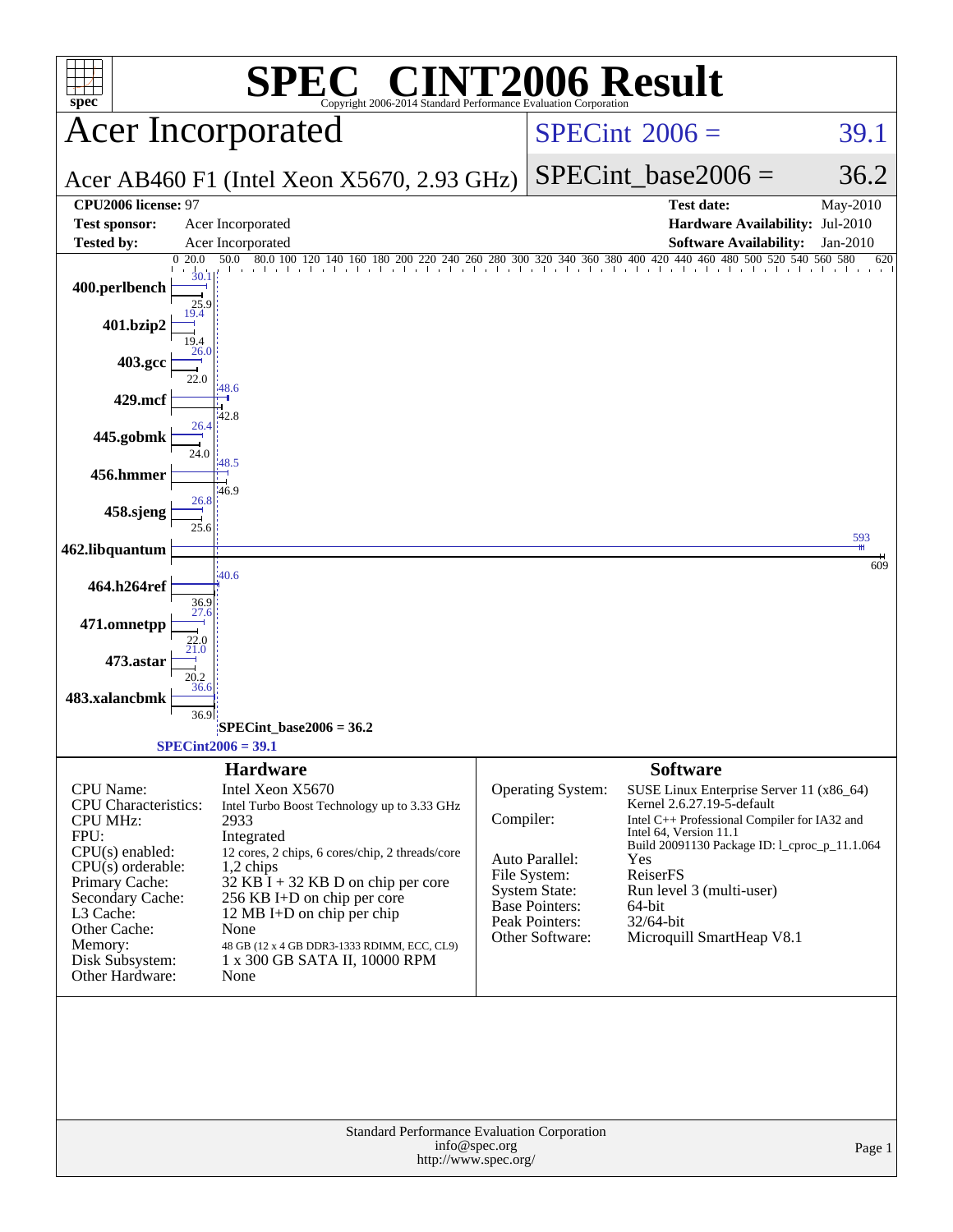# SPEC CINT2006 Result

Copyright 2006-2014 Standard Performance Evaluation Corporation

## Acer Incorporated

**Acer AB460 F1 (Intel Xeon X5670, 2.93 GHz)**

SPECint 2006 = 39.1

SPECint_base2006 = 36.2

| | | | |
|---|---|---|---|
| **CPU2006 license:** 97 | | **Test date:** | May-2010 |
| **Test sponsor:** | Acer Incorporated | **Hardware Availability:** | Jul-2010 |
| **Tested by:** | Acer Incorporated | **Software Availability:** | Jan-2010 |

| Benchmark | Peak | Base |
|---|---|---|
| 400.perlbench | 30.1 | 25.9 |
| 401.bzip2 | 19.4 | 19.4 |
| 403.gcc | 26.0 | 22.0 |
| 429.mcf | 48.6 | 42.8 |
| 445.gobmk | 26.4 | 24.0 |
| 456.hmmer | 48.5 | 46.9 |
| 458.sjeng | 26.8 | 25.6 |
| 462.libquantum | 593 | 609 |
| 464.h264ref | 40.6 | 36.9 |
| 471.omnetpp | 27.6 | 22.0 |
| 473.astar | 21.0 | 20.2 |
| 483.xalancbmk | 36.6 | 36.9 |

SPECint_base2006 = 36.2

SPECint2006 = 39.1

### Hardware

| | |
|---|---|
| CPU Name: | Intel Xeon X5670 |
| CPU Characteristics: | Intel Turbo Boost Technology up to 3.33 GHz |
| CPU MHz: | 2933 |
| FPU: | Integrated |
| CPU(s) enabled: | 12 cores, 2 chips, 6 cores/chip, 2 threads/core |
| CPU(s) orderable: | 1,2 chips |
| Primary Cache: | 32 KB I + 32 KB D on chip per core |
| Secondary Cache: | 256 KB I+D on chip per core |
| L3 Cache: | 12 MB I+D on chip per chip |
| Other Cache: | None |
| Memory: | 48 GB (12 x 4 GB DDR3-1333 RDIMM, ECC, CL9) |
| Disk Subsystem: | 1 x 300 GB SATA II, 10000 RPM |
| Other Hardware: | None |

### Software

| | |
|---|---|
| Operating System: | SUSE Linux Enterprise Server 11 (x86_64) Kernel 2.6.27.19-5-default |
| Compiler: | Intel C++ Professional Compiler for IA32 and Intel 64, Version 11.1 Build 20091130 Package ID: l_cproc_p_11.1.064 |
| Auto Parallel: | Yes |
| File System: | ReiserFS |
| System State: | Run level 3 (multi-user) |
| Base Pointers: | 64-bit |
| Peak Pointers: | 32/64-bit |
| Other Software: | Microquill SmartHeap V8.1 |

Standard Performance Evaluation Corporation
info@spec.org
http://www.spec.org/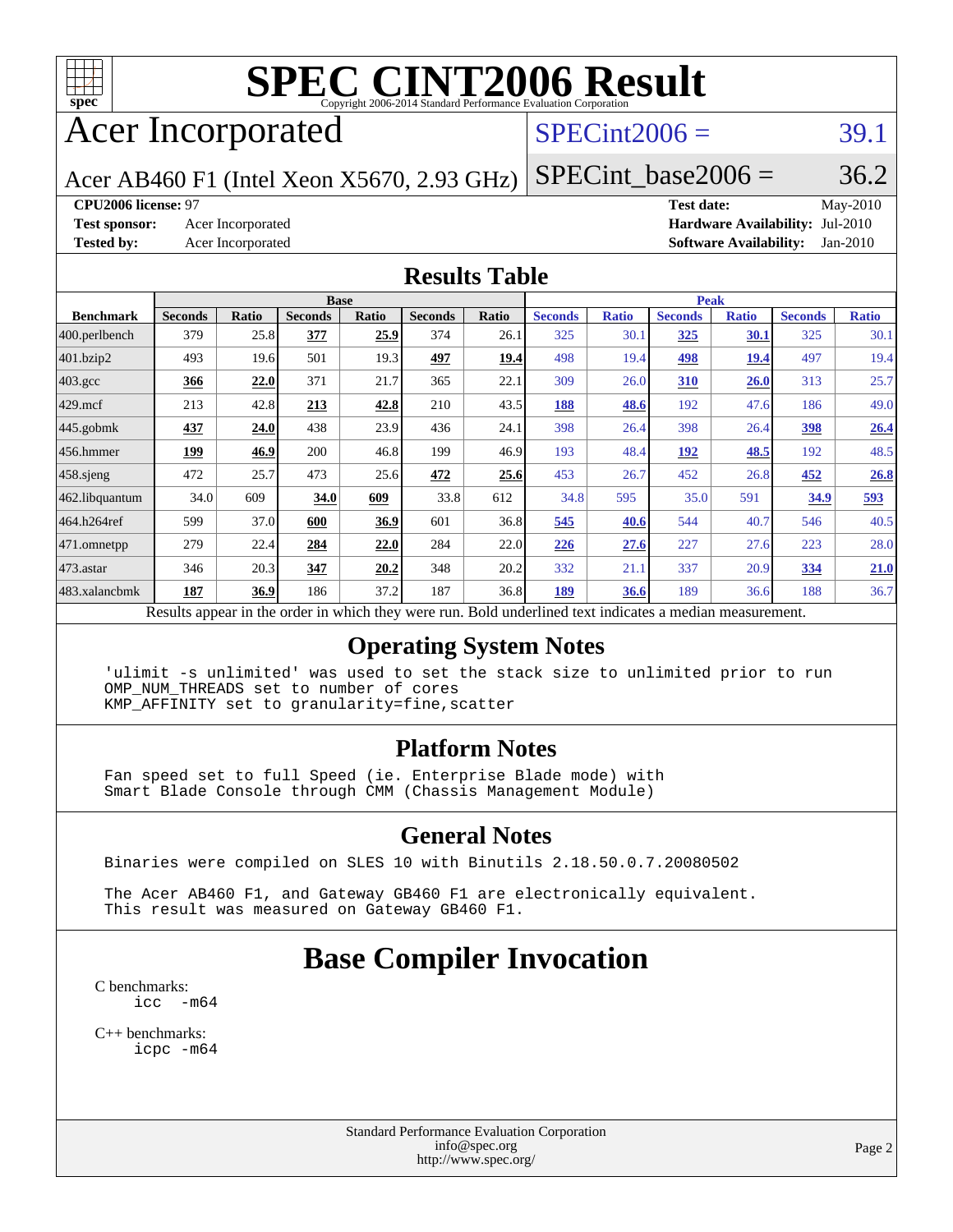# SPEC CINT2006 Result

Copyright 2006-2014 Standard Performance Evaluation Corporation

## Acer Incorporated

Acer AB460 F1 (Intel Xeon X5670, 2.93 GHz)

SPECint2006 = 39.1

SPECint_base2006 = 36.2

**CPU2006 license:** 97
**Test sponsor:** Acer Incorporated
**Tested by:** Acer Incorporated
**Test date:** May-2010
**Hardware Availability:** Jul-2010
**Software Availability:** Jan-2010

## Results Table

| Benchmark | Base | | | | | | Peak | | | | | |
|---|---|---|---|---|---|---|---|---|---|---|---|---|
| | Seconds | Ratio | Seconds | Ratio | Seconds | Ratio | Seconds | Ratio | Seconds | Ratio | Seconds | Ratio |
| 400.perlbench | 379 | 25.8 | **377** | **25.9** | 374 | 26.1 | 325 | 30.1 | **325** | **30.1** | 325 | 30.1 |
| 401.bzip2 | 493 | 19.6 | 501 | 19.3 | **497** | **19.4** | 498 | 19.4 | **498** | **19.4** | 497 | 19.4 |
| 403.gcc | **366** | **22.0** | 371 | 21.7 | 365 | 22.1 | 309 | 26.0 | **310** | **26.0** | 313 | 25.7 |
| 429.mcf | 213 | 42.8 | **213** | **42.8** | 210 | 43.5 | **188** | **48.6** | 192 | 47.6 | 186 | 49.0 |
| 445.gobmk | **437** | **24.0** | 438 | 23.9 | 436 | 24.1 | 398 | 26.4 | 398 | 26.4 | **398** | **26.4** |
| 456.hmmer | **199** | **46.9** | 200 | 46.8 | 199 | 46.9 | 193 | 48.4 | **192** | **48.5** | 192 | 48.5 |
| 458.sjeng | 472 | 25.7 | 473 | 25.6 | **472** | **25.6** | 453 | 26.7 | 452 | 26.8 | **452** | **26.8** |
| 462.libquantum | 34.0 | 609 | **34.0** | **609** | 33.8 | 612 | 34.8 | 595 | 35.0 | 591 | **34.9** | **593** |
| 464.h264ref | 599 | 37.0 | **600** | **36.9** | 601 | 36.8 | **545** | **40.6** | 544 | 40.7 | 546 | 40.5 |
| 471.omnetpp | 279 | 22.4 | **284** | **22.0** | 284 | 22.0 | **226** | **27.6** | 227 | 27.6 | 223 | 28.0 |
| 473.astar | 346 | 20.3 | **347** | **20.2** | 348 | 20.2 | 332 | 21.1 | 337 | 20.9 | **334** | **21.0** |
| 483.xalancbmk | **187** | **36.9** | 186 | 37.2 | 187 | 36.8 | **189** | **36.6** | 189 | 36.6 | 188 | 36.7 |

Results appear in the order in which they were run. Bold underlined text indicates a median measurement.

## Operating System Notes

```
'ulimit -s unlimited' was used to set the stack size to unlimited prior to run
OMP_NUM_THREADS set to number of cores
KMP_AFFINITY set to granularity=fine,scatter
```

## Platform Notes

```
Fan speed set to full Speed (ie. Enterprise Blade mode) with
Smart Blade Console through CMM (Chassis Management Module)
```

## General Notes

```
Binaries were compiled on SLES 10 with Binutils 2.18.50.0.7.20080502

The Acer AB460 F1, and Gateway GB460 F1 are electronically equivalent.
This result was measured on Gateway GB460 F1.
```

## Base Compiler Invocation

C benchmarks:
```
icc  -m64
```

C++ benchmarks:
```
icpc -m64
```

Standard Performance Evaluation Corporation
info@spec.org
http://www.spec.org/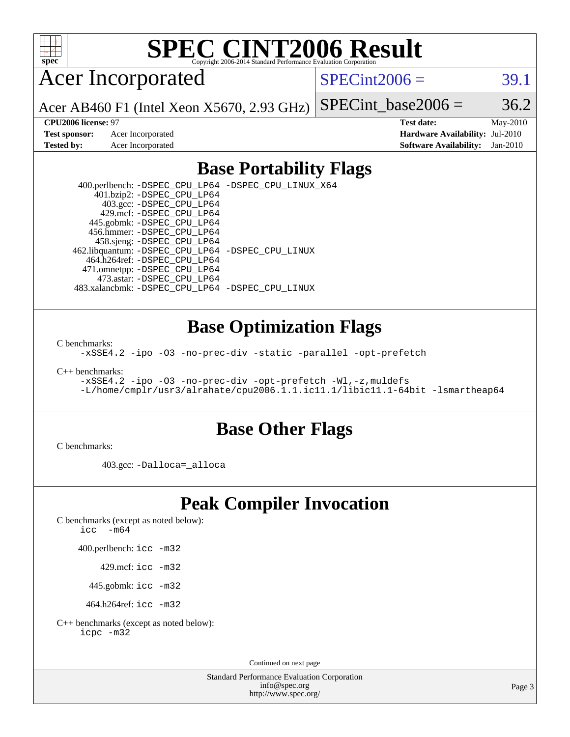# SPEC CINT2006 Result

Copyright 2006-2014 Standard Performance Evaluation Corporation

## Acer Incorporated

Acer AB460 F1 (Intel Xeon X5670, 2.93 GHz)

SPECint2006 = 39.1

SPECint_base2006 = 36.2

**CPU2006 license:** 97
**Test sponsor:** Acer Incorporated
**Tested by:** Acer Incorporated

**Test date:** May-2010
**Hardware Availability:** Jul-2010
**Software Availability:** Jan-2010

## Base Portability Flags

400.perlbench: -DSPEC_CPU_LP64 -DSPEC_CPU_LINUX_X64
401.bzip2: -DSPEC_CPU_LP64
403.gcc: -DSPEC_CPU_LP64
429.mcf: -DSPEC_CPU_LP64
445.gobmk: -DSPEC_CPU_LP64
456.hmmer: -DSPEC_CPU_LP64
458.sjeng: -DSPEC_CPU_LP64
462.libquantum: -DSPEC_CPU_LP64 -DSPEC_CPU_LINUX
464.h264ref: -DSPEC_CPU_LP64
471.omnetpp: -DSPEC_CPU_LP64
473.astar: -DSPEC_CPU_LP64
483.xalancbmk: -DSPEC_CPU_LP64 -DSPEC_CPU_LINUX

## Base Optimization Flags

C benchmarks:
-xSSE4.2 -ipo -O3 -no-prec-div -static -parallel -opt-prefetch

C++ benchmarks:
-xSSE4.2 -ipo -O3 -no-prec-div -opt-prefetch -Wl,-z,muldefs
-L/home/cmplr/usr3/alrahate/cpu2006.1.1.ic11.1/libic11.1-64bit -lsmartheap64

## Base Other Flags

C benchmarks:

403.gcc: -Dalloca=_alloca

## Peak Compiler Invocation

C benchmarks (except as noted below):
icc -m64

400.perlbench: icc -m32

429.mcf: icc -m32

445.gobmk: icc -m32

464.h264ref: icc -m32

C++ benchmarks (except as noted below):
icpc -m32

Continued on next page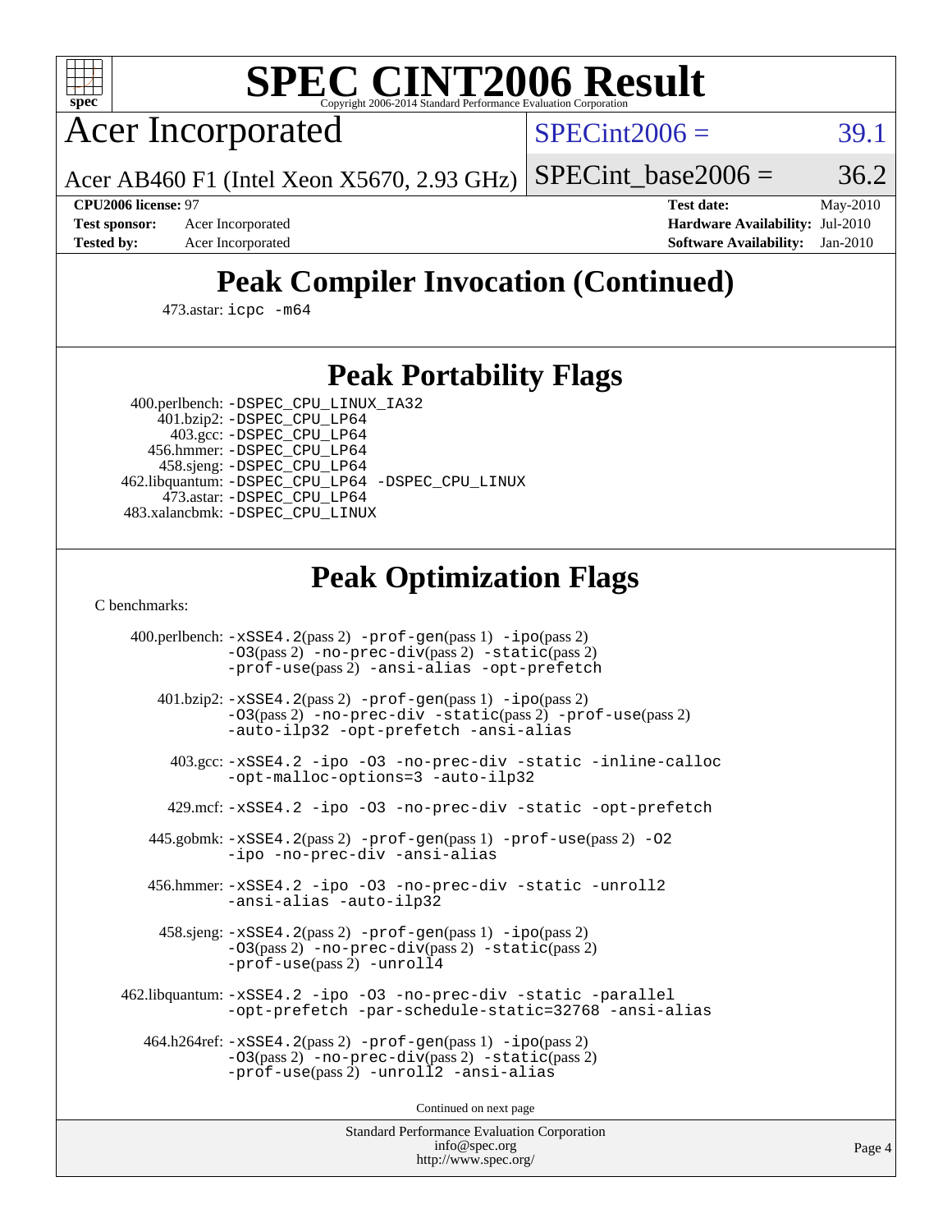# SPEC CINT2006 Result

Copyright 2006-2014 Standard Performance Evaluation Corporation

## Acer Incorporated

Acer AB460 F1 (Intel Xeon X5670, 2.93 GHz)

SPECint2006 = 39.1

SPECint_base2006 = 36.2

**CPU2006 license:** 97
**Test sponsor:** Acer Incorporated
**Tested by:** Acer Incorporated

**Test date:** May-2010
**Hardware Availability:** Jul-2010
**Software Availability:** Jan-2010

## Peak Compiler Invocation (Continued)

473.astar: `icpc -m64`

## Peak Portability Flags

400.perlbench: `-DSPEC_CPU_LINUX_IA32`
401.bzip2: `-DSPEC_CPU_LP64`
403.gcc: `-DSPEC_CPU_LP64`
456.hmmer: `-DSPEC_CPU_LP64`
458.sjeng: `-DSPEC_CPU_LP64`
462.libquantum: `-DSPEC_CPU_LP64 -DSPEC_CPU_LINUX`
473.astar: `-DSPEC_CPU_LP64`
483.xalancbmk: `-DSPEC_CPU_LINUX`

## Peak Optimization Flags

C benchmarks:

400.perlbench: `-xSSE4.2`(pass 2) `-prof-gen`(pass 1) `-ipo`(pass 2) `-O3`(pass 2) `-no-prec-div`(pass 2) `-static`(pass 2) `-prof-use`(pass 2) `-ansi-alias -opt-prefetch`

401.bzip2: `-xSSE4.2`(pass 2) `-prof-gen`(pass 1) `-ipo`(pass 2) `-O3`(pass 2) `-no-prec-div -static`(pass 2) `-prof-use`(pass 2) `-auto-ilp32 -opt-prefetch -ansi-alias`

403.gcc: `-xSSE4.2 -ipo -O3 -no-prec-div -static -inline-calloc -opt-malloc-options=3 -auto-ilp32`

429.mcf: `-xSSE4.2 -ipo -O3 -no-prec-div -static -opt-prefetch`

445.gobmk: `-xSSE4.2`(pass 2) `-prof-gen`(pass 1) `-prof-use`(pass 2) `-O2 -ipo -no-prec-div -ansi-alias`

456.hmmer: `-xSSE4.2 -ipo -O3 -no-prec-div -static -unroll2 -ansi-alias -auto-ilp32`

458.sjeng: `-xSSE4.2`(pass 2) `-prof-gen`(pass 1) `-ipo`(pass 2) `-O3`(pass 2) `-no-prec-div`(pass 2) `-static`(pass 2) `-prof-use`(pass 2) `-unroll4`

462.libquantum: `-xSSE4.2 -ipo -O3 -no-prec-div -static -parallel -opt-prefetch -par-schedule-static=32768 -ansi-alias`

464.h264ref: `-xSSE4.2`(pass 2) `-prof-gen`(pass 1) `-ipo`(pass 2) `-O3`(pass 2) `-no-prec-div`(pass 2) `-static`(pass 2) `-prof-use`(pass 2) `-unroll2 -ansi-alias`

Continued on next page

Standard Performance Evaluation Corporation
info@spec.org
http://www.spec.org/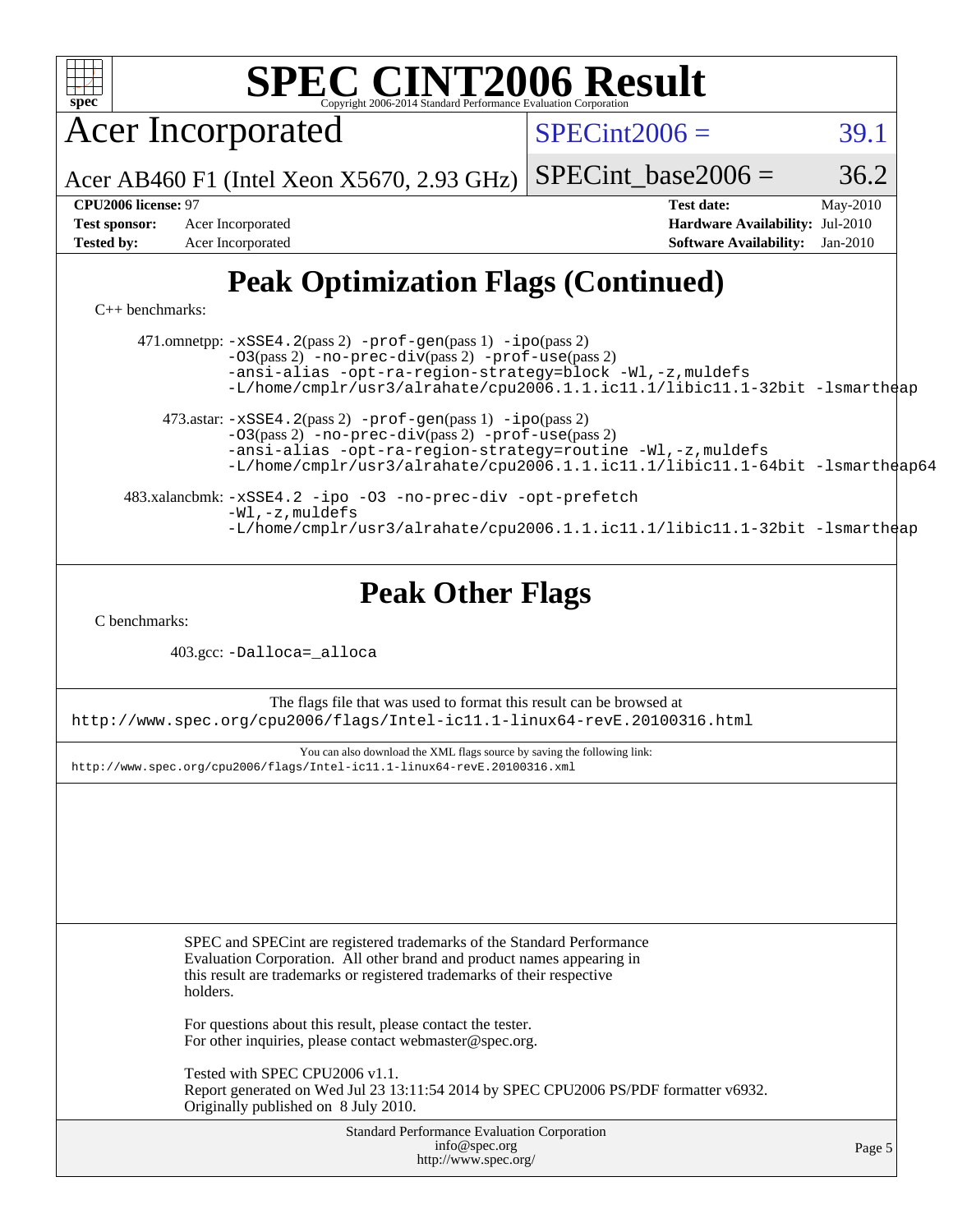# SPEC CINT2006 Result

Copyright 2006-2014 Standard Performance Evaluation Corporation

Acer Incorporated

Acer AB460 F1 (Intel Xeon X5670, 2.93 GHz)

SPECint2006 = 39.1

SPECint_base2006 = 36.2

**CPU2006 license:** 97
**Test sponsor:** Acer Incorporated
**Tested by:** Acer Incorporated

**Test date:** May-2010
**Hardware Availability:** Jul-2010
**Software Availability:** Jan-2010

## Peak Optimization Flags (Continued)

C++ benchmarks:

471.omnetpp: -xSSE4.2(pass 2) -prof-gen(pass 1) -ipo(pass 2) -O3(pass 2) -no-prec-div(pass 2) -prof-use(pass 2) -ansi-alias -opt-ra-region-strategy=block -Wl,-z,muldefs -L/home/cmplr/usr3/alrahate/cpu2006.1.1.ic11.1/libic11.1-32bit -lsmartheap

473.astar: -xSSE4.2(pass 2) -prof-gen(pass 1) -ipo(pass 2) -O3(pass 2) -no-prec-div(pass 2) -prof-use(pass 2) -ansi-alias -opt-ra-region-strategy=routine -Wl,-z,muldefs -L/home/cmplr/usr3/alrahate/cpu2006.1.1.ic11.1/libic11.1-64bit -lsmartheap64

483.xalancbmk: -xSSE4.2 -ipo -O3 -no-prec-div -opt-prefetch -Wl,-z,muldefs -L/home/cmplr/usr3/alrahate/cpu2006.1.1.ic11.1/libic11.1-32bit -lsmartheap

## Peak Other Flags

C benchmarks:

403.gcc: -Dalloca=_alloca

The flags file that was used to format this result can be browsed at
http://www.spec.org/cpu2006/flags/Intel-ic11.1-linux64-revE.20100316.html

You can also download the XML flags source by saving the following link:
http://www.spec.org/cpu2006/flags/Intel-ic11.1-linux64-revE.20100316.xml

SPEC and SPECint are registered trademarks of the Standard Performance Evaluation Corporation. All other brand and product names appearing in this result are trademarks or registered trademarks of their respective holders.

For questions about this result, please contact the tester.
For other inquiries, please contact webmaster@spec.org.

Tested with SPEC CPU2006 v1.1.
Report generated on Wed Jul 23 13:11:54 2014 by SPEC CPU2006 PS/PDF formatter v6932.
Originally published on 8 July 2010.

Standard Performance Evaluation Corporation
info@spec.org
http://www.spec.org/